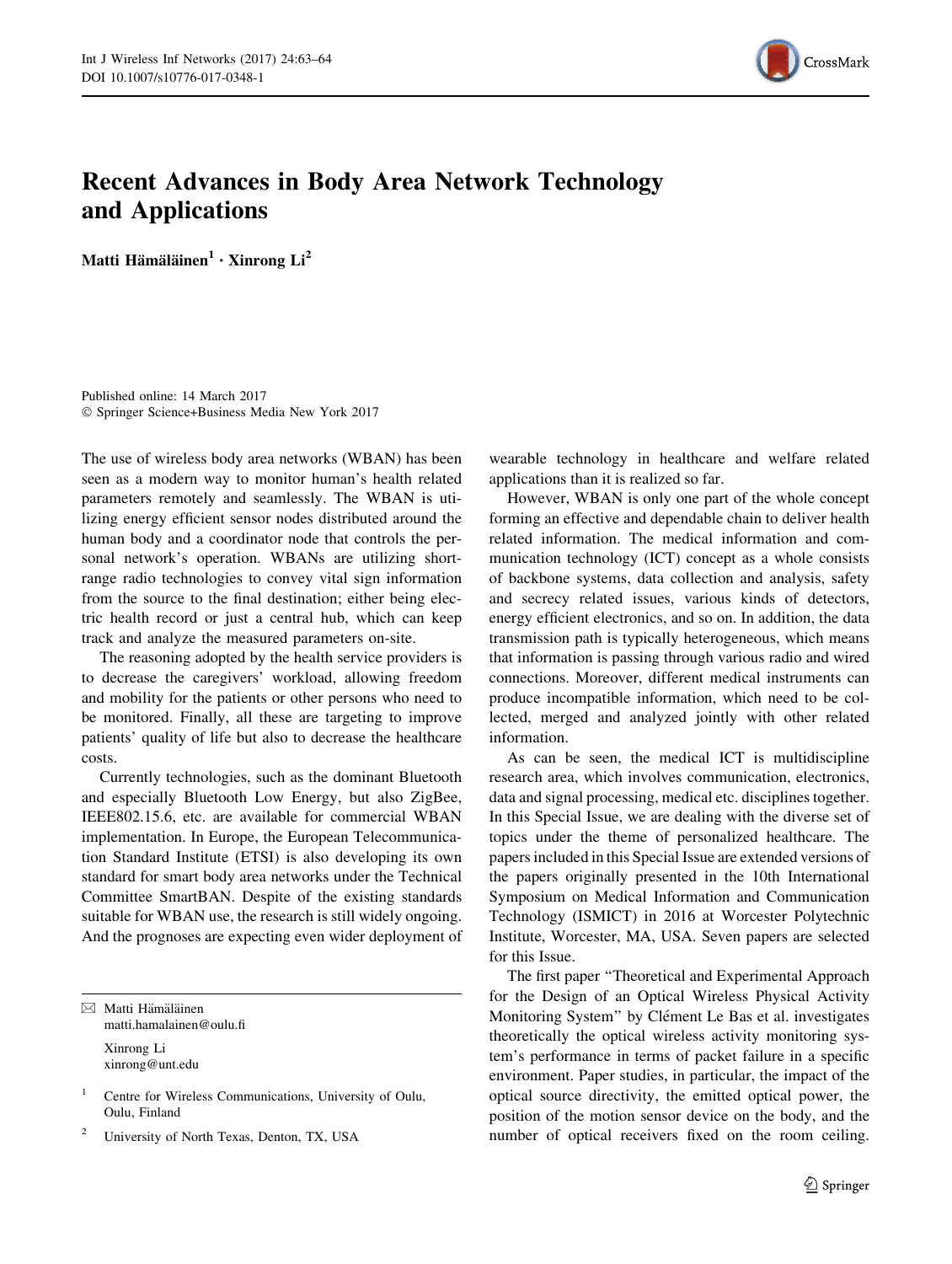# Recent Advances in Body Area Network Technology and Applications

**Matti Hämäläinen[1] · Xinrong Li[2]**

Published online: 14 March 2017
© Springer Science+Business Media New York 2017

The use of wireless body area networks (WBAN) has been seen as a modern way to monitor human's health related parameters remotely and seamlessly. The WBAN is utilizing energy efficient sensor nodes distributed around the human body and a coordinator node that controls the personal network's operation. WBANs are utilizing short-range radio technologies to convey vital sign information from the source to the final destination; either being electric health record or just a central hub, which can keep track and analyze the measured parameters on-site.

The reasoning adopted by the health service providers is to decrease the caregivers' workload, allowing freedom and mobility for the patients or other persons who need to be monitored. Finally, all these are targeting to improve patients' quality of life but also to decrease the healthcare costs.

Currently technologies, such as the dominant Bluetooth and especially Bluetooth Low Energy, but also ZigBee, IEEE802.15.6, etc. are available for commercial WBAN implementation. In Europe, the European Telecommunication Standard Institute (ETSI) is also developing its own standard for smart body area networks under the Technical Committee SmartBAN. Despite of the existing standards suitable for WBAN use, the research is still widely ongoing. And the prognoses are expecting even wider deployment of wearable technology in healthcare and welfare related applications than it is realized so far.

However, WBAN is only one part of the whole concept forming an effective and dependable chain to deliver health related information. The medical information and communication technology (ICT) concept as a whole consists of backbone systems, data collection and analysis, safety and secrecy related issues, various kinds of detectors, energy efficient electronics, and so on. In addition, the data transmission path is typically heterogeneous, which means that information is passing through various radio and wired connections. Moreover, different medical instruments can produce incompatible information, which need to be collected, merged and analyzed jointly with other related information.

As can be seen, the medical ICT is multidiscipline research area, which involves communication, electronics, data and signal processing, medical etc. disciplines together. In this Special Issue, we are dealing with the diverse set of topics under the theme of personalized healthcare. The papers included in this Special Issue are extended versions of the papers originally presented in the 10th International Symposium on Medical Information and Communication Technology (ISMICT) in 2016 at Worcester Polytechnic Institute, Worcester, MA, USA. Seven papers are selected for this Issue.

The first paper "Theoretical and Experimental Approach for the Design of an Optical Wireless Physical Activity Monitoring System" by Clément Le Bas et al. investigates theoretically the optical wireless activity monitoring system's performance in terms of packet failure in a specific environment. Paper studies, in particular, the impact of the optical source directivity, the emitted optical power, the position of the motion sensor device on the body, and the number of optical receivers fixed on the room ceiling.

---

✉ Matti Hämäläinen
matti.hamalainen@oulu.fi

Xinrong Li
xinrong@unt.edu

[1] Centre for Wireless Communications, University of Oulu, Oulu, Finland

[2] University of North Texas, Denton, TX, USA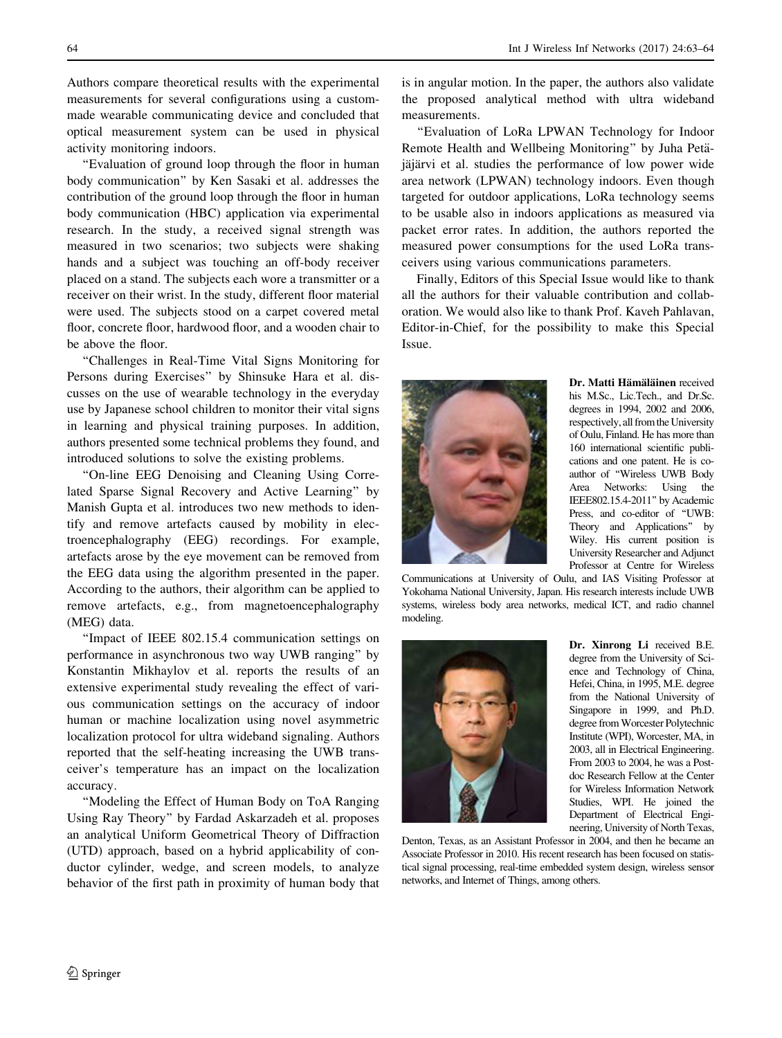Authors compare theoretical results with the experimental measurements for several configurations using a custom-made wearable communicating device and concluded that optical measurement system can be used in physical activity monitoring indoors.

"Evaluation of ground loop through the floor in human body communication" by Ken Sasaki et al. addresses the contribution of the ground loop through the floor in human body communication (HBC) application via experimental research. In the study, a received signal strength was measured in two scenarios; two subjects were shaking hands and a subject was touching an off-body receiver placed on a stand. The subjects each wore a transmitter or a receiver on their wrist. In the study, different floor material were used. The subjects stood on a carpet covered metal floor, concrete floor, hardwood floor, and a wooden chair to be above the floor.

"Challenges in Real-Time Vital Signs Monitoring for Persons during Exercises" by Shinsuke Hara et al. discusses on the use of wearable technology in the everyday use by Japanese school children to monitor their vital signs in learning and physical training purposes. In addition, authors presented some technical problems they found, and introduced solutions to solve the existing problems.

"On-line EEG Denoising and Cleaning Using Correlated Sparse Signal Recovery and Active Learning" by Manish Gupta et al. introduces two new methods to identify and remove artefacts caused by mobility in electroencephalography (EEG) recordings. For example, artefacts arose by the eye movement can be removed from the EEG data using the algorithm presented in the paper. According to the authors, their algorithm can be applied to remove artefacts, e.g., from magnetoencephalography (MEG) data.

"Impact of IEEE 802.15.4 communication settings on performance in asynchronous two way UWB ranging" by Konstantin Mikhaylov et al. reports the results of an extensive experimental study revealing the effect of various communication settings on the accuracy of indoor human or machine localization using novel asymmetric localization protocol for ultra wideband signaling. Authors reported that the self-heating increasing the UWB transceiver's temperature has an impact on the localization accuracy.

"Modeling the Effect of Human Body on ToA Ranging Using Ray Theory" by Fardad Askarzadeh et al. proposes an analytical Uniform Geometrical Theory of Diffraction (UTD) approach, based on a hybrid applicability of conductor cylinder, wedge, and screen models, to analyze behavior of the first path in proximity of human body that is in angular motion. In the paper, the authors also validate the proposed analytical method with ultra wideband measurements.

"Evaluation of LoRa LPWAN Technology for Indoor Remote Health and Wellbeing Monitoring" by Juha Petäjäjärvi et al. studies the performance of low power wide area network (LPWAN) technology indoors. Even though targeted for outdoor applications, LoRa technology seems to be usable also in indoors applications as measured via packet error rates. In addition, the authors reported the measured power consumptions for the used LoRa transceivers using various communications parameters.

Finally, Editors of this Special Issue would like to thank all the authors for their valuable contribution and collaboration. We would also like to thank Prof. Kaveh Pahlavan, Editor-in-Chief, for the possibility to make this Special Issue.

**Dr. Matti Hämäläinen** received his M.Sc., Lic.Tech., and Dr.Sc. degrees in 1994, 2002 and 2006, respectively, all from the University of Oulu, Finland. He has more than 160 international scientific publications and one patent. He is co-author of "Wireless UWB Body Area Networks: Using the IEEE802.15.4-2011" by Academic Press, and co-editor of "UWB: Theory and Applications" by Wiley. His current position is University Researcher and Adjunct Professor at Centre for Wireless Communications at University of Oulu, and IAS Visiting Professor at Yokohama National University, Japan. His research interests include UWB systems, wireless body area networks, medical ICT, and radio channel modeling.

**Dr. Xinrong Li** received B.E. degree from the University of Science and Technology of China, Hefei, China, in 1995, M.E. degree from the National University of Singapore in 1999, and Ph.D. degree from Worcester Polytechnic Institute (WPI), Worcester, MA, in 2003, all in Electrical Engineering. From 2003 to 2004, he was a Post-doc Research Fellow at the Center for Wireless Information Network Studies, WPI. He joined the Department of Electrical Engineering, University of North Texas, Denton, Texas, as an Assistant Professor in 2004, and then he became an Associate Professor in 2010. His recent research has been focused on statistical signal processing, real-time embedded system design, wireless sensor networks, and Internet of Things, among others.